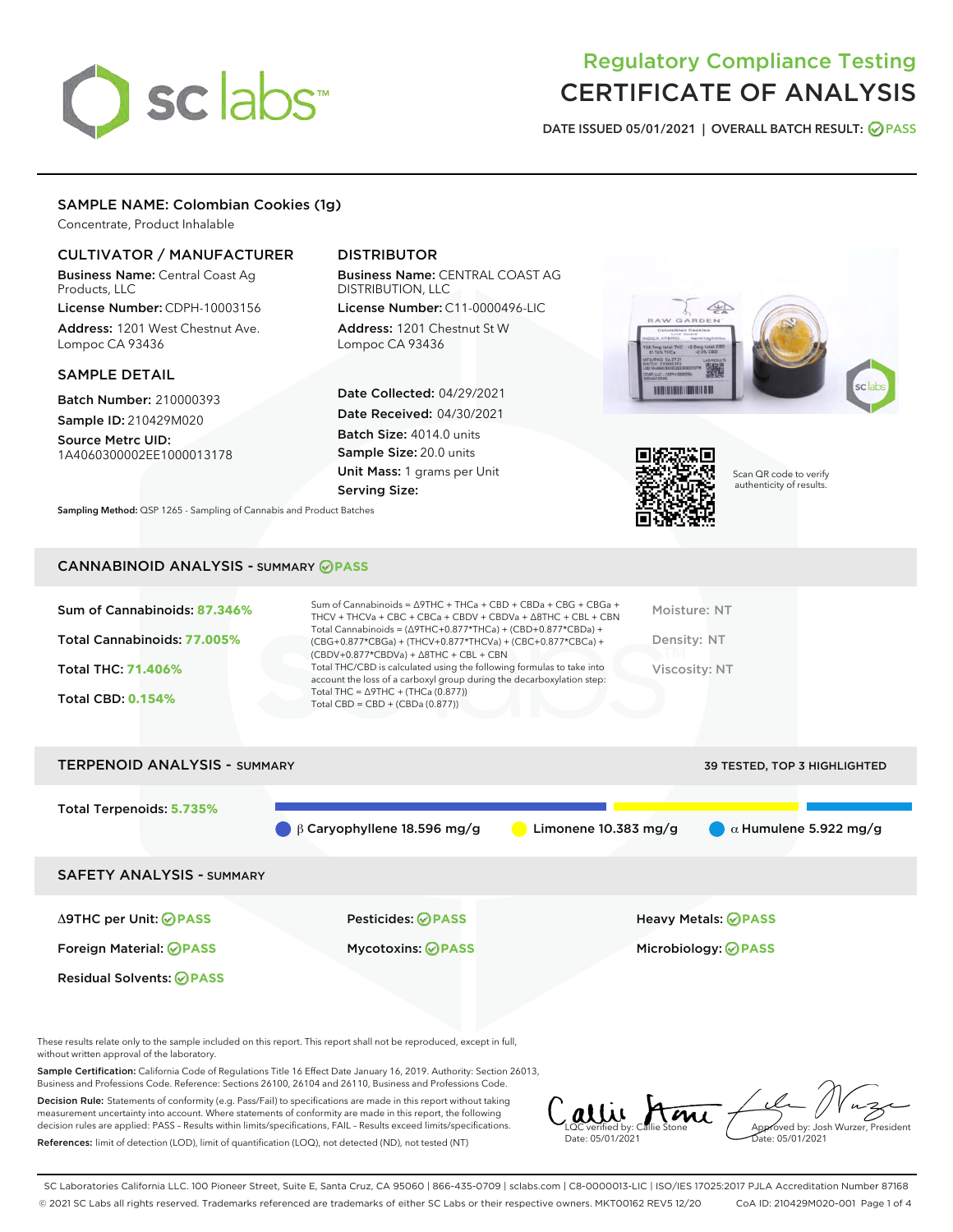# Regulatory Compliance Testing
# CERTIFICATE OF ANALYSIS

DATE ISSUED 05/01/2021 | OVERALL BATCH RESULT: PASS

## SAMPLE NAME: Colombian Cookies (1g)

Concentrate, Product Inhalable

### CULTIVATOR / MANUFACTURER

**Business Name:** Central Coast Ag Products, LLC

**License Number:** CDPH-10003156

**Address:** 1201 West Chestnut Ave. Lompoc CA 93436

### DISTRIBUTOR

**Business Name:** CENTRAL COAST AG DISTRIBUTION, LLC

**License Number:** C11-0000496-LIC

**Address:** 1201 Chestnut St W Lompoc CA 93436

### SAMPLE DETAIL

**Batch Number:** 210000393

**Sample ID:** 210429M020

**Source Metrc UID:** 1A4060300002EE1000013178

**Date Collected:** 04/29/2021

**Date Received:** 04/30/2021

**Batch Size:** 4014.0 units

**Sample Size:** 20.0 units

**Unit Mass:** 1 grams per Unit

**Serving Size:**

Scan QR code to verify authenticity of results.

**Sampling Method:** QSP 1265 - Sampling of Cannabis and Product Batches

## CANNABINOID ANALYSIS - SUMMARY PASS

Sum of Cannabinoids: **87.346%**

Total Cannabinoids: **77.005%**

Total THC: **71.406%**

Total CBD: **0.154%**

Sum of Cannabinoids = Δ9THC + THCa + CBD + CBDa + CBG + CBGa + THCV + THCVa + CBC + CBCa + CBDV + CBDVa + Δ8THC + CBL + CBN

Total Cannabinoids = (Δ9THC+0.877*THCa) + (CBD+0.877*CBDa) + (CBG+0.877*CBGa) + (THCV+0.877*THCVa) + (CBC+0.877*CBCa) + (CBDV+0.877*CBDVa) + Δ8THC + CBL + CBN

Total THC/CBD is calculated using the following formulas to take into account the loss of a carboxyl group during the decarboxylation step:
Total THC = Δ9THC + (THCa (0.877))
Total CBD = CBD + (CBDa (0.877))

Moisture: NT

Density: NT

Viscosity: NT

## TERPENOID ANALYSIS - SUMMARY

39 TESTED, TOP 3 HIGHLIGHTED

Total Terpenoids: **5.735%**

- β Caryophyllene 18.596 mg/g
- Limonene 10.383 mg/g
- α Humulene 5.922 mg/g

## SAFETY ANALYSIS - SUMMARY

| | | |
|---|---|---|
| Δ9THC per Unit: PASS | Pesticides: PASS | Heavy Metals: PASS |
| Foreign Material: PASS | Mycotoxins: PASS | Microbiology: PASS |
| Residual Solvents: PASS | | |

These results relate only to the sample included on this report. This report shall not be reproduced, except in full, without written approval of the laboratory.

**Sample Certification:** California Code of Regulations Title 16 Effect Date January 16, 2019. Authority: Section 26013, Business and Professions Code. Reference: Sections 26100, 26104 and 26110, Business and Professions Code.

**Decision Rule:** Statements of conformity (e.g. Pass/Fail) to specifications are made in this report without taking measurement uncertainty into account. Where statements of conformity are made in this report, the following decision rules are applied: PASS – Results within limits/specifications, FAIL – Results exceed limits/specifications.

**References:** limit of detection (LOD), limit of quantification (LOQ), not detected (ND), not tested (NT)

LQC verified by: Callie Stone
Date: 05/01/2021

Approved by: Josh Wurzer, President
Date: 05/01/2021

SC Laboratories California LLC. 100 Pioneer Street, Suite E, Santa Cruz, CA 95060 | 866-435-0709 | sclabs.com | C8-0000013-LIC | ISO/IES 17025:2017 PJLA Accreditation Number 87168
© 2021 SC Labs all rights reserved. Trademarks referenced are trademarks of either SC Labs or their respective owners. MKT00162 REV5 12/20 CoA ID: 210429M020-001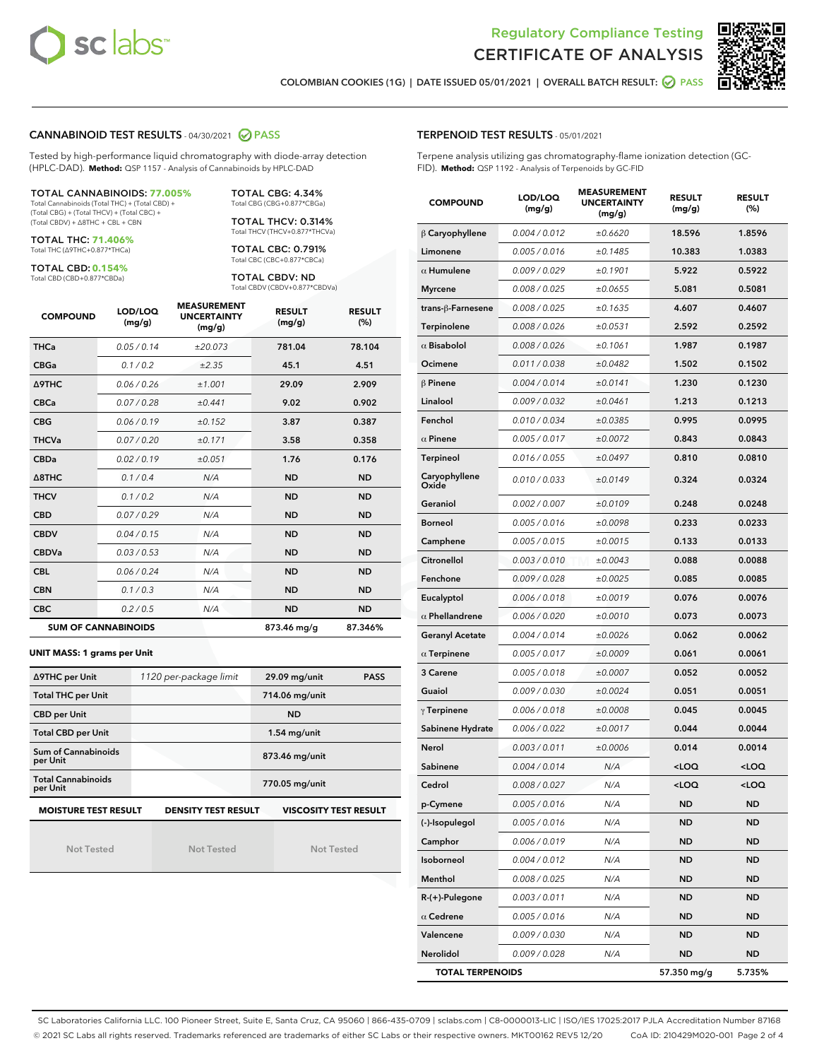# Regulatory Compliance Testing
# CERTIFICATE OF ANALYSIS

COLOMBIAN COOKIES (1G) | DATE ISSUED 05/01/2021 | OVERALL BATCH RESULT: PASS

## CANNABINOID TEST RESULTS - 04/30/2021 PASS

Tested by high-performance liquid chromatography with diode-array detection (HPLC-DAD). **Method:** QSP 1157 - Analysis of Cannabinoids by HPLC-DAD

**TOTAL CANNABINOIDS: 77.005%**
Total Cannabinoids (Total THC) + (Total CBD) + (Total CBG) + (Total THCV) + (Total CBC) + (Total CBDV) + Δ8THC + CBL + CBN

**TOTAL THC: 71.406%**
Total THC (Δ9THC+0.877*THCa)

**TOTAL CBD: 0.154%**
Total CBD (CBD+0.877*CBDa)

**TOTAL CBG: 4.34%**
Total CBG (CBG+0.877*CBGa)

**TOTAL THCV: 0.314%**
Total THCV (THCV+0.877*THCVa)

**TOTAL CBC: 0.791%**
Total CBC (CBC+0.877*CBCa)

**TOTAL CBDV: ND**
Total CBDV (CBDV+0.877*CBDVa)

| COMPOUND | LOD/LOQ (mg/g) | MEASUREMENT UNCERTAINTY (mg/g) | RESULT (mg/g) | RESULT (%) |
|---|---|---|---|---|
| THCa | 0.05 / 0.14 | ±20.073 | 781.04 | 78.104 |
| CBGa | 0.1 / 0.2 | ±2.35 | 45.1 | 4.51 |
| Δ9THC | 0.06 / 0.26 | ±1.001 | 29.09 | 2.909 |
| CBCa | 0.07 / 0.28 | ±0.441 | 9.02 | 0.902 |
| CBG | 0.06 / 0.19 | ±0.152 | 3.87 | 0.387 |
| THCVa | 0.07 / 0.20 | ±0.171 | 3.58 | 0.358 |
| CBDa | 0.02 / 0.19 | ±0.051 | 1.76 | 0.176 |
| Δ8THC | 0.1 / 0.4 | N/A | ND | ND |
| THCV | 0.1 / 0.2 | N/A | ND | ND |
| CBD | 0.07 / 0.29 | N/A | ND | ND |
| CBDV | 0.04 / 0.15 | N/A | ND | ND |
| CBDVa | 0.03 / 0.53 | N/A | ND | ND |
| CBL | 0.06 / 0.24 | N/A | ND | ND |
| CBN | 0.1 / 0.3 | N/A | ND | ND |
| CBC | 0.2 / 0.5 | N/A | ND | ND |
| **SUM OF CANNABINOIDS** | | | 873.46 mg/g | 87.346% |

### UNIT MASS: 1 grams per Unit

| | | | |
|---|---|---|---|
| Δ9THC per Unit | 1120 per-package limit | 29.09 mg/unit | PASS |
| Total THC per Unit | | 714.06 mg/unit | |
| CBD per Unit | | ND | |
| Total CBD per Unit | | 1.54 mg/unit | |
| Sum of Cannabinoids per Unit | | 873.46 mg/unit | |
| Total Cannabinoids per Unit | | 770.05 mg/unit | |

| MOISTURE TEST RESULT | DENSITY TEST RESULT | VISCOSITY TEST RESULT |
|---|---|---|
| Not Tested | Not Tested | Not Tested |

## TERPENOID TEST RESULTS - 05/01/2021

Terpene analysis utilizing gas chromatography-flame ionization detection (GC-FID). **Method:** QSP 1192 - Analysis of Terpenoids by GC-FID

| COMPOUND | LOD/LOQ (mg/g) | MEASUREMENT UNCERTAINTY (mg/g) | RESULT (mg/g) | RESULT (%) |
|---|---|---|---|---|
| β Caryophyllene | 0.004 / 0.012 | ±0.6620 | 18.596 | 1.8596 |
| Limonene | 0.005 / 0.016 | ±0.1485 | 10.383 | 1.0383 |
| α Humulene | 0.009 / 0.029 | ±0.1901 | 5.922 | 0.5922 |
| Myrcene | 0.008 / 0.025 | ±0.0655 | 5.081 | 0.5081 |
| trans-β-Farnesene | 0.008 / 0.025 | ±0.1635 | 4.607 | 0.4607 |
| Terpinolene | 0.008 / 0.026 | ±0.0531 | 2.592 | 0.2592 |
| α Bisabolol | 0.008 / 0.026 | ±0.1061 | 1.987 | 0.1987 |
| Ocimene | 0.011 / 0.038 | ±0.0482 | 1.502 | 0.1502 |
| β Pinene | 0.004 / 0.014 | ±0.0141 | 1.230 | 0.1230 |
| Linalool | 0.009 / 0.032 | ±0.0461 | 1.213 | 0.1213 |
| Fenchol | 0.010 / 0.034 | ±0.0385 | 0.995 | 0.0995 |
| α Pinene | 0.005 / 0.017 | ±0.0072 | 0.843 | 0.0843 |
| Terpineol | 0.016 / 0.055 | ±0.0497 | 0.810 | 0.0810 |
| Caryophyllene Oxide | 0.010 / 0.033 | ±0.0149 | 0.324 | 0.0324 |
| Geraniol | 0.002 / 0.007 | ±0.0109 | 0.248 | 0.0248 |
| Borneol | 0.005 / 0.016 | ±0.0098 | 0.233 | 0.0233 |
| Camphene | 0.005 / 0.015 | ±0.0015 | 0.133 | 0.0133 |
| Citronellol | 0.003 / 0.010 | ±0.0043 | 0.088 | 0.0088 |
| Fenchone | 0.009 / 0.028 | ±0.0025 | 0.085 | 0.0085 |
| Eucalyptol | 0.006 / 0.018 | ±0.0019 | 0.076 | 0.0076 |
| α Phellandrene | 0.006 / 0.020 | ±0.0010 | 0.073 | 0.0073 |
| Geranyl Acetate | 0.004 / 0.014 | ±0.0026 | 0.062 | 0.0062 |
| α Terpinene | 0.005 / 0.017 | ±0.0009 | 0.061 | 0.0061 |
| 3 Carene | 0.005 / 0.018 | ±0.0007 | 0.052 | 0.0052 |
| Guaiol | 0.009 / 0.030 | ±0.0024 | 0.051 | 0.0051 |
| γ Terpinene | 0.006 / 0.018 | ±0.0008 | 0.045 | 0.0045 |
| Sabinene Hydrate | 0.006 / 0.022 | ±0.0017 | 0.044 | 0.0044 |
| Nerol | 0.003 / 0.011 | ±0.0006 | 0.014 | 0.0014 |
| Sabinene | 0.004 / 0.014 | N/A | <LOQ | <LOQ |
| Cedrol | 0.008 / 0.027 | N/A | <LOQ | <LOQ |
| p-Cymene | 0.005 / 0.016 | N/A | ND | ND |
| (-)-Isopulegol | 0.005 / 0.016 | N/A | ND | ND |
| Camphor | 0.006 / 0.019 | N/A | ND | ND |
| Isoborneol | 0.004 / 0.012 | N/A | ND | ND |
| Menthol | 0.008 / 0.025 | N/A | ND | ND |
| R-(+)-Pulegone | 0.003 / 0.011 | N/A | ND | ND |
| α Cedrene | 0.005 / 0.016 | N/A | ND | ND |
| Valencene | 0.009 / 0.030 | N/A | ND | ND |
| Nerolidol | 0.009 / 0.028 | N/A | ND | ND |
| **TOTAL TERPENOIDS** | | | 57.350 mg/g | 5.735% |

SC Laboratories California LLC. 100 Pioneer Street, Suite E, Santa Cruz, CA 95060 | 866-435-0709 | sclabs.com | C8-0000013-LIC | ISO/IES 17025:2017 PJLA Accreditation Number 87168
© 2021 SC Labs all rights reserved. Trademarks referenced are trademarks of either SC Labs or their respective owners. MKT00162 REV5 12/20 CoA ID: 210429M020-001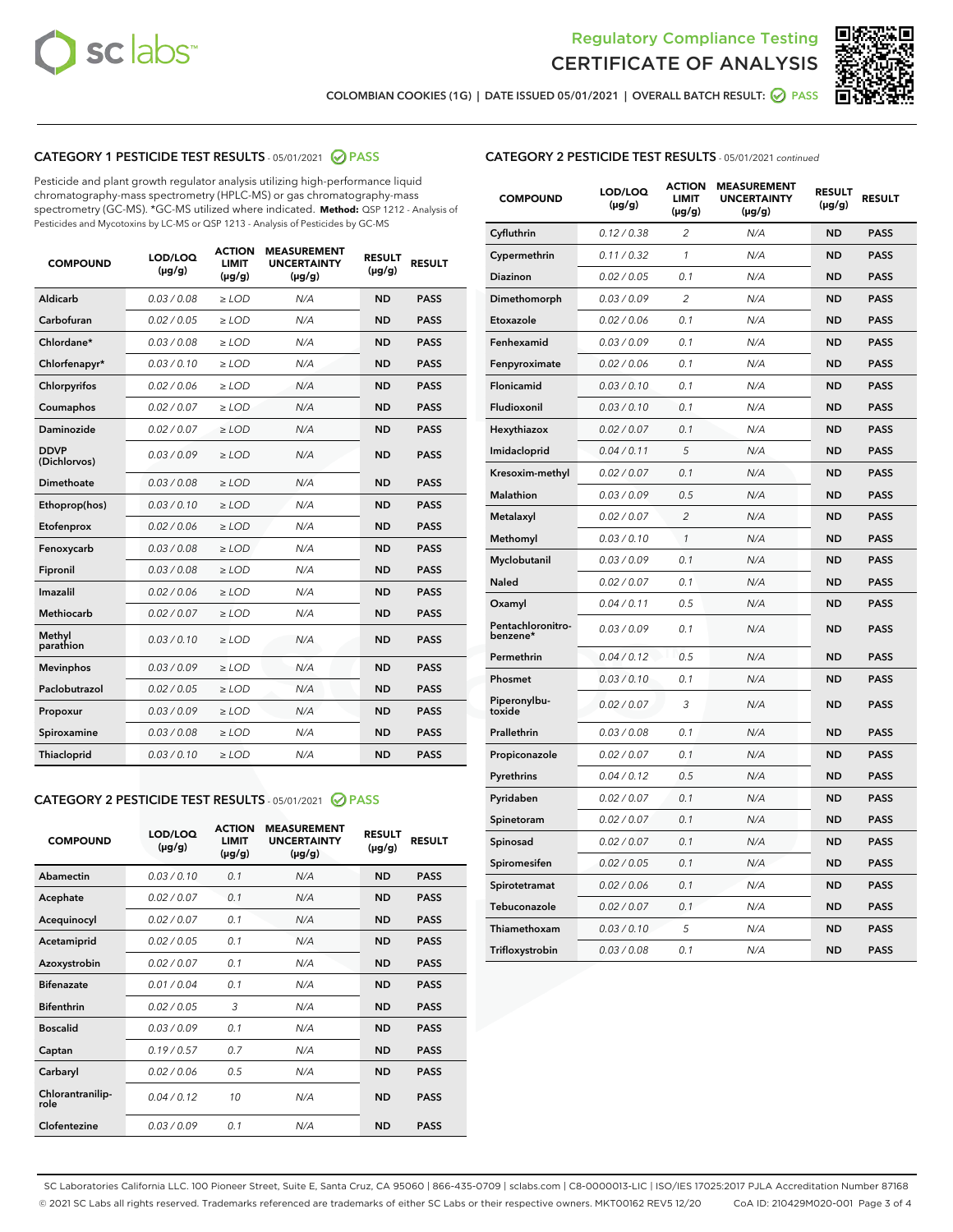# Regulatory Compliance Testing
# CERTIFICATE OF ANALYSIS

COLOMBIAN COOKIES (1G) | DATE ISSUED 05/01/2021 | OVERALL BATCH RESULT: PASS

## CATEGORY 1 PESTICIDE TEST RESULTS - 05/01/2021 PASS

Pesticide and plant growth regulator analysis utilizing high-performance liquid chromatography-mass spectrometry (HPLC-MS) or gas chromatography-mass spectrometry (GC-MS). *GC-MS utilized where indicated. **Method:** QSP 1212 - Analysis of Pesticides and Mycotoxins by LC-MS or QSP 1213 - Analysis of Pesticides by GC-MS

| COMPOUND | LOD/LOQ (µg/g) | ACTION LIMIT (µg/g) | MEASUREMENT UNCERTAINTY (µg/g) | RESULT (µg/g) | RESULT |
|---|---|---|---|---|---|
| Aldicarb | 0.03 / 0.08 | ≥ LOD | N/A | ND | PASS |
| Carbofuran | 0.02 / 0.05 | ≥ LOD | N/A | ND | PASS |
| Chlordane* | 0.03 / 0.08 | ≥ LOD | N/A | ND | PASS |
| Chlorfenapyr* | 0.03 / 0.10 | ≥ LOD | N/A | ND | PASS |
| Chlorpyrifos | 0.02 / 0.06 | ≥ LOD | N/A | ND | PASS |
| Coumaphos | 0.02 / 0.07 | ≥ LOD | N/A | ND | PASS |
| Daminozide | 0.02 / 0.07 | ≥ LOD | N/A | ND | PASS |
| DDVP (Dichlorvos) | 0.03 / 0.09 | ≥ LOD | N/A | ND | PASS |
| Dimethoate | 0.03 / 0.08 | ≥ LOD | N/A | ND | PASS |
| Ethoprop(hos) | 0.03 / 0.10 | ≥ LOD | N/A | ND | PASS |
| Etofenprox | 0.02 / 0.06 | ≥ LOD | N/A | ND | PASS |
| Fenoxycarb | 0.03 / 0.08 | ≥ LOD | N/A | ND | PASS |
| Fipronil | 0.03 / 0.08 | ≥ LOD | N/A | ND | PASS |
| Imazalil | 0.02 / 0.06 | ≥ LOD | N/A | ND | PASS |
| Methiocarb | 0.02 / 0.07 | ≥ LOD | N/A | ND | PASS |
| Methyl parathion | 0.03 / 0.10 | ≥ LOD | N/A | ND | PASS |
| Mevinphos | 0.03 / 0.09 | ≥ LOD | N/A | ND | PASS |
| Paclobutrazol | 0.02 / 0.05 | ≥ LOD | N/A | ND | PASS |
| Propoxur | 0.03 / 0.09 | ≥ LOD | N/A | ND | PASS |
| Spiroxamine | 0.03 / 0.08 | ≥ LOD | N/A | ND | PASS |
| Thiacloprid | 0.03 / 0.10 | ≥ LOD | N/A | ND | PASS |

## CATEGORY 2 PESTICIDE TEST RESULTS - 05/01/2021 PASS

| COMPOUND | LOD/LOQ (µg/g) | ACTION LIMIT (µg/g) | MEASUREMENT UNCERTAINTY (µg/g) | RESULT (µg/g) | RESULT |
|---|---|---|---|---|---|
| Abamectin | 0.03 / 0.10 | 0.1 | N/A | ND | PASS |
| Acephate | 0.02 / 0.07 | 0.1 | N/A | ND | PASS |
| Acequinocyl | 0.02 / 0.07 | 0.1 | N/A | ND | PASS |
| Acetamiprid | 0.02 / 0.05 | 0.1 | N/A | ND | PASS |
| Azoxystrobin | 0.02 / 0.07 | 0.1 | N/A | ND | PASS |
| Bifenazate | 0.01 / 0.04 | 0.1 | N/A | ND | PASS |
| Bifenthrin | 0.02 / 0.05 | 3 | N/A | ND | PASS |
| Boscalid | 0.03 / 0.09 | 0.1 | N/A | ND | PASS |
| Captan | 0.19 / 0.57 | 0.7 | N/A | ND | PASS |
| Carbaryl | 0.02 / 0.06 | 0.5 | N/A | ND | PASS |
| Chlorantraniliprole | 0.04 / 0.12 | 10 | N/A | ND | PASS |
| Clofentezine | 0.03 / 0.09 | 0.1 | N/A | ND | PASS |
| Cyfluthrin | 0.12 / 0.38 | 2 | N/A | ND | PASS |
| Cypermethrin | 0.11 / 0.32 | 1 | N/A | ND | PASS |
| Diazinon | 0.02 / 0.05 | 0.1 | N/A | ND | PASS |
| Dimethomorph | 0.03 / 0.09 | 2 | N/A | ND | PASS |
| Etoxazole | 0.02 / 0.06 | 0.1 | N/A | ND | PASS |
| Fenhexamid | 0.03 / 0.09 | 0.1 | N/A | ND | PASS |
| Fenpyroximate | 0.02 / 0.06 | 0.1 | N/A | ND | PASS |
| Flonicamid | 0.03 / 0.10 | 0.1 | N/A | ND | PASS |
| Fludioxonil | 0.03 / 0.10 | 0.1 | N/A | ND | PASS |
| Hexythiazox | 0.02 / 0.07 | 0.1 | N/A | ND | PASS |
| Imidacloprid | 0.04 / 0.11 | 5 | N/A | ND | PASS |
| Kresoxim-methyl | 0.02 / 0.07 | 0.1 | N/A | ND | PASS |
| Malathion | 0.03 / 0.09 | 0.5 | N/A | ND | PASS |
| Metalaxyl | 0.02 / 0.07 | 2 | N/A | ND | PASS |
| Methomyl | 0.03 / 0.10 | 1 | N/A | ND | PASS |
| Myclobutanil | 0.03 / 0.09 | 0.1 | N/A | ND | PASS |
| Naled | 0.02 / 0.07 | 0.1 | N/A | ND | PASS |
| Oxamyl | 0.04 / 0.11 | 0.5 | N/A | ND | PASS |
| Pentachloronitrobenzene* | 0.03 / 0.09 | 0.1 | N/A | ND | PASS |
| Permethrin | 0.04 / 0.12 | 0.5 | N/A | ND | PASS |
| Phosmet | 0.03 / 0.10 | 0.1 | N/A | ND | PASS |
| Piperonylbutoxide | 0.02 / 0.07 | 3 | N/A | ND | PASS |
| Prallethrin | 0.03 / 0.08 | 0.1 | N/A | ND | PASS |
| Propiconazole | 0.02 / 0.07 | 0.1 | N/A | ND | PASS |
| Pyrethrins | 0.04 / 0.12 | 0.5 | N/A | ND | PASS |
| Pyridaben | 0.02 / 0.07 | 0.1 | N/A | ND | PASS |
| Spinetoram | 0.02 / 0.07 | 0.1 | N/A | ND | PASS |
| Spinosad | 0.02 / 0.07 | 0.1 | N/A | ND | PASS |
| Spiromesifen | 0.02 / 0.05 | 0.1 | N/A | ND | PASS |
| Spirotetramat | 0.02 / 0.06 | 0.1 | N/A | ND | PASS |
| Tebuconazole | 0.02 / 0.07 | 0.1 | N/A | ND | PASS |
| Thiamethoxam | 0.03 / 0.10 | 5 | N/A | ND | PASS |
| Trifloxystrobin | 0.03 / 0.08 | 0.1 | N/A | ND | PASS |

SC Laboratories California LLC. 100 Pioneer Street, Suite E, Santa Cruz, CA 95060 | 866-435-0709 | sclabs.com | C8-0000013-LIC | ISO/IES 17025:2017 PJLA Accreditation Number 87168
© 2021 SC Labs all rights reserved. Trademarks referenced are trademarks of either SC Labs or their respective owners. MKT00162 REV5 12/20 CoA ID: 210429M020-001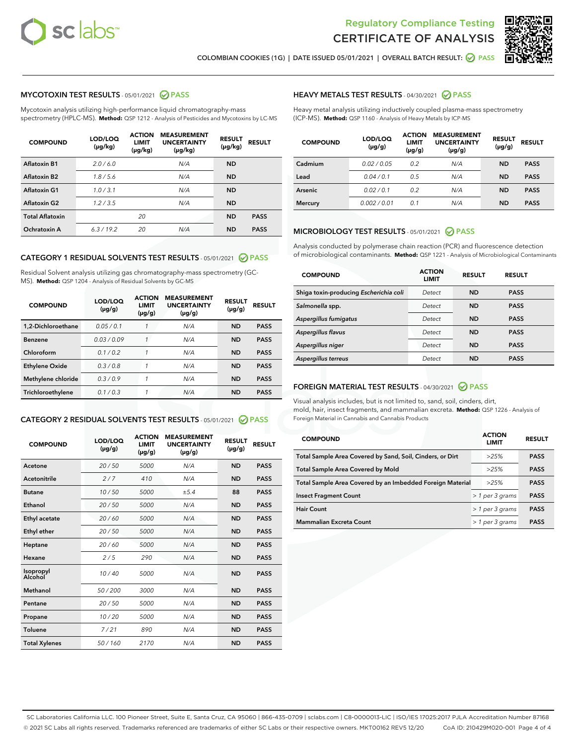Regulatory Compliance Testing
CERTIFICATE OF ANALYSIS

COLOMBIAN COOKIES (1G) | DATE ISSUED 05/01/2021 | OVERALL BATCH RESULT: PASS

## MYCOTOXIN TEST RESULTS - 05/01/2021 PASS

Mycotoxin analysis utilizing high-performance liquid chromatography-mass spectrometry (HPLC-MS). **Method:** QSP 1212 - Analysis of Pesticides and Mycotoxins by LC-MS

| COMPOUND | LOD/LOQ (µg/kg) | ACTION LIMIT (µg/kg) | MEASUREMENT UNCERTAINTY (µg/kg) | RESULT (µg/kg) | RESULT |
|---|---|---|---|---|---|
| Aflatoxin B1 | 2.0 / 6.0 | | N/A | ND | |
| Aflatoxin B2 | 1.8 / 5.6 | | N/A | ND | |
| Aflatoxin G1 | 1.0 / 3.1 | | N/A | ND | |
| Aflatoxin G2 | 1.2 / 3.5 | | N/A | ND | |
| Total Aflatoxin | | 20 | | ND | PASS |
| Ochratoxin A | 6.3 / 19.2 | 20 | N/A | ND | PASS |

## CATEGORY 1 RESIDUAL SOLVENTS TEST RESULTS - 05/01/2021 PASS

Residual Solvent analysis utilizing gas chromatography-mass spectrometry (GC-MS). **Method:** QSP 1204 - Analysis of Residual Solvents by GC-MS

| COMPOUND | LOD/LOQ (µg/g) | ACTION LIMIT (µg/g) | MEASUREMENT UNCERTAINTY (µg/g) | RESULT (µg/g) | RESULT |
|---|---|---|---|---|---|
| 1,2-Dichloroethane | 0.05 / 0.1 | 1 | N/A | ND | PASS |
| Benzene | 0.03 / 0.09 | 1 | N/A | ND | PASS |
| Chloroform | 0.1 / 0.2 | 1 | N/A | ND | PASS |
| Ethylene Oxide | 0.3 / 0.8 | 1 | N/A | ND | PASS |
| Methylene chloride | 0.3 / 0.9 | 1 | N/A | ND | PASS |
| Trichloroethylene | 0.1 / 0.3 | 1 | N/A | ND | PASS |

## CATEGORY 2 RESIDUAL SOLVENTS TEST RESULTS - 05/01/2021 PASS

| COMPOUND | LOD/LOQ (µg/g) | ACTION LIMIT (µg/g) | MEASUREMENT UNCERTAINTY (µg/g) | RESULT (µg/g) | RESULT |
|---|---|---|---|---|---|
| Acetone | 20 / 50 | 5000 | N/A | ND | PASS |
| Acetonitrile | 2 / 7 | 410 | N/A | ND | PASS |
| Butane | 10 / 50 | 5000 | ±5.4 | 88 | PASS |
| Ethanol | 20 / 50 | 5000 | N/A | ND | PASS |
| Ethyl acetate | 20 / 60 | 5000 | N/A | ND | PASS |
| Ethyl ether | 20 / 50 | 5000 | N/A | ND | PASS |
| Heptane | 20 / 60 | 5000 | N/A | ND | PASS |
| Hexane | 2 / 5 | 290 | N/A | ND | PASS |
| Isopropyl Alcohol | 10 / 40 | 5000 | N/A | ND | PASS |
| Methanol | 50 / 200 | 3000 | N/A | ND | PASS |
| Pentane | 20 / 50 | 5000 | N/A | ND | PASS |
| Propane | 10 / 20 | 5000 | N/A | ND | PASS |
| Toluene | 7 / 21 | 890 | N/A | ND | PASS |
| Total Xylenes | 50 / 160 | 2170 | N/A | ND | PASS |

## HEAVY METALS TEST RESULTS - 04/30/2021 PASS

Heavy metal analysis utilizing inductively coupled plasma-mass spectrometry (ICP-MS). **Method:** QSP 1160 - Analysis of Heavy Metals by ICP-MS

| COMPOUND | LOD/LOQ (µg/g) | ACTION LIMIT (µg/g) | MEASUREMENT UNCERTAINTY (µg/g) | RESULT (µg/g) | RESULT |
|---|---|---|---|---|---|
| Cadmium | 0.02 / 0.05 | 0.2 | N/A | ND | PASS |
| Lead | 0.04 / 0.1 | 0.5 | N/A | ND | PASS |
| Arsenic | 0.02 / 0.1 | 0.2 | N/A | ND | PASS |
| Mercury | 0.002 / 0.01 | 0.1 | N/A | ND | PASS |

## MICROBIOLOGY TEST RESULTS - 05/01/2021 PASS

Analysis conducted by polymerase chain reaction (PCR) and fluorescence detection of microbiological contaminants. **Method:** QSP 1221 - Analysis of Microbiological Contaminants

| COMPOUND | ACTION LIMIT | RESULT | RESULT |
|---|---|---|---|
| Shiga toxin-producing *Escherichia coli* | Detect | ND | PASS |
| *Salmonella* spp. | Detect | ND | PASS |
| *Aspergillus fumigatus* | Detect | ND | PASS |
| *Aspergillus flavus* | Detect | ND | PASS |
| *Aspergillus niger* | Detect | ND | PASS |
| *Aspergillus terreus* | Detect | ND | PASS |

## FOREIGN MATERIAL TEST RESULTS - 04/30/2021 PASS

Visual analysis includes, but is not limited to, sand, soil, cinders, dirt, mold, hair, insect fragments, and mammalian excreta. **Method:** QSP 1226 - Analysis of Foreign Material in Cannabis and Cannabis Products

| COMPOUND | ACTION LIMIT | RESULT |
|---|---|---|
| Total Sample Area Covered by Sand, Soil, Cinders, or Dirt | >25% | PASS |
| Total Sample Area Covered by Mold | >25% | PASS |
| Total Sample Area Covered by an Imbedded Foreign Material | >25% | PASS |
| Insect Fragment Count | > 1 per 3 grams | PASS |
| Hair Count | > 1 per 3 grams | PASS |
| Mammalian Excreta Count | > 1 per 3 grams | PASS |

SC Laboratories California LLC. 100 Pioneer Street, Suite E, Santa Cruz, CA 95060 | 866-435-0709 | sclabs.com | C8-0000013-LIC | ISO/IES 17025:2017 PJLA Accreditation Number 87168
© 2021 SC Labs all rights reserved. Trademarks referenced are trademarks of either SC Labs or their respective owners. MKT00162 REV5 12/20 CoA ID: 210429M020-001